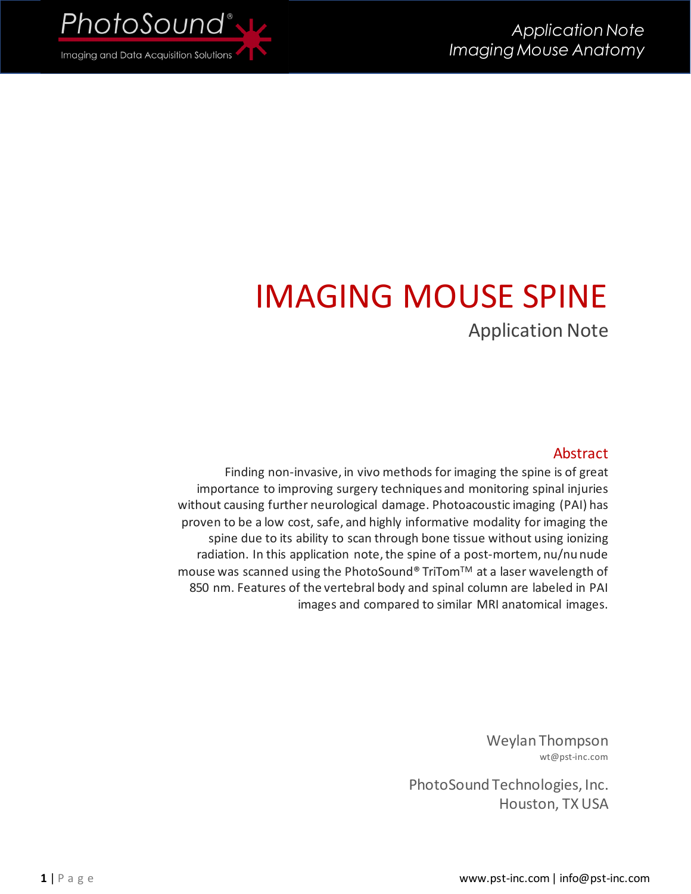# IMAGING MOUSE SPINE

Application Note

## Abstract

Finding non-invasive, in vivo methods for imaging the spine is of great importance to improving surgery techniques and monitoring spinal injuries without causing further neurological damage. Photoacoustic imaging (PAI) has proven to be a low cost, safe, and highly informative modality for imaging the spine due to its ability to scan through bone tissue without using ionizing radiation. In this application note, the spine of a post-mortem, nu/nu nude mouse was scanned using the PhotoSound® TriTom™ at a laser wavelength of 850 nm. Features of the vertebral body and spinal column are labeled in PAI images and compared to similar MRI anatomical images.

Weylan Thompson
wt@pst-inc.com

PhotoSound Technologies, Inc.
Houston, TX USA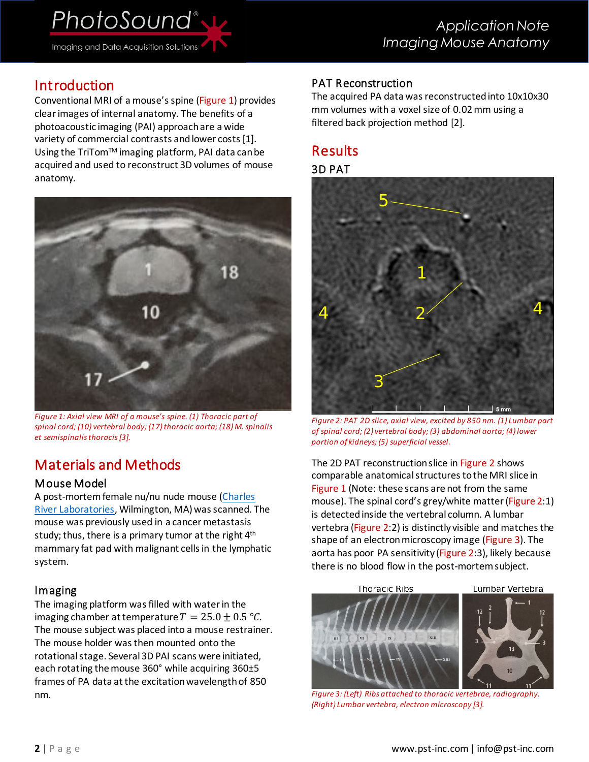## Introduction

Conventional MRI of a mouse's spine (Figure 1) provides clear images of internal anatomy. The benefits of a photoacoustic imaging (PAI) approach are a wide variety of commercial contrasts and lower costs [1]. Using the TriTom™ imaging platform, PAI data can be acquired and used to reconstruct 3D volumes of mouse anatomy.

*Figure 1: Axial view MRI of a mouse's spine. (1) Thoracic part of spinal cord; (10) vertebral body; (17) thoracic aorta; (18) M. spinalis et semispinalis thoracis [3].*

## Materials and Methods

### Mouse Model

A post-mortem female nu/nu nude mouse (Charles River Laboratories, Wilmington, MA) was scanned. The mouse was previously used in a cancer metastasis study; thus, there is a primary tumor at the right 4th mammary fat pad with malignant cells in the lymphatic system.

### Imaging

The imaging platform was filled with water in the imaging chamber at temperature $T = 25.0 \pm 0.5\ °C$. The mouse subject was placed into a mouse restrainer. The mouse holder was then mounted onto the rotational stage. Several 3D PAI scans were initiated, each rotating the mouse 360° while acquiring 360±5 frames of PA data at the excitation wavelength of 850 nm.

### PAT Reconstruction

The acquired PA data was reconstructed into 10x10x30 mm volumes with a voxel size of 0.02 mm using a filtered back projection method [2].

## Results

### 3D PAT

*Figure 2: PAT 2D slice, axial view, excited by 850 nm. (1) Lumbar part of spinal cord; (2) vertebral body; (3) abdominal aorta; (4) lower portion of kidneys; (5) superficial vessel.*

The 2D PAT reconstruction slice in Figure 2 shows comparable anatomical structures to the MRI slice in Figure 1 (Note: these scans are not from the same mouse). The spinal cord's grey/white matter (Figure 2:1) is detected inside the vertebral column. A lumbar vertebra (Figure 2:2) is distinctly visible and matches the shape of an electron microscopy image (Figure 3). The aorta has poor PA sensitivity (Figure 2:3), likely because there is no blood flow in the post-mortem subject.

*Figure 3: (Left) Ribs attached to thoracic vertebrae, radiography. (Right) Lumbar vertebra, electron microscopy [3].*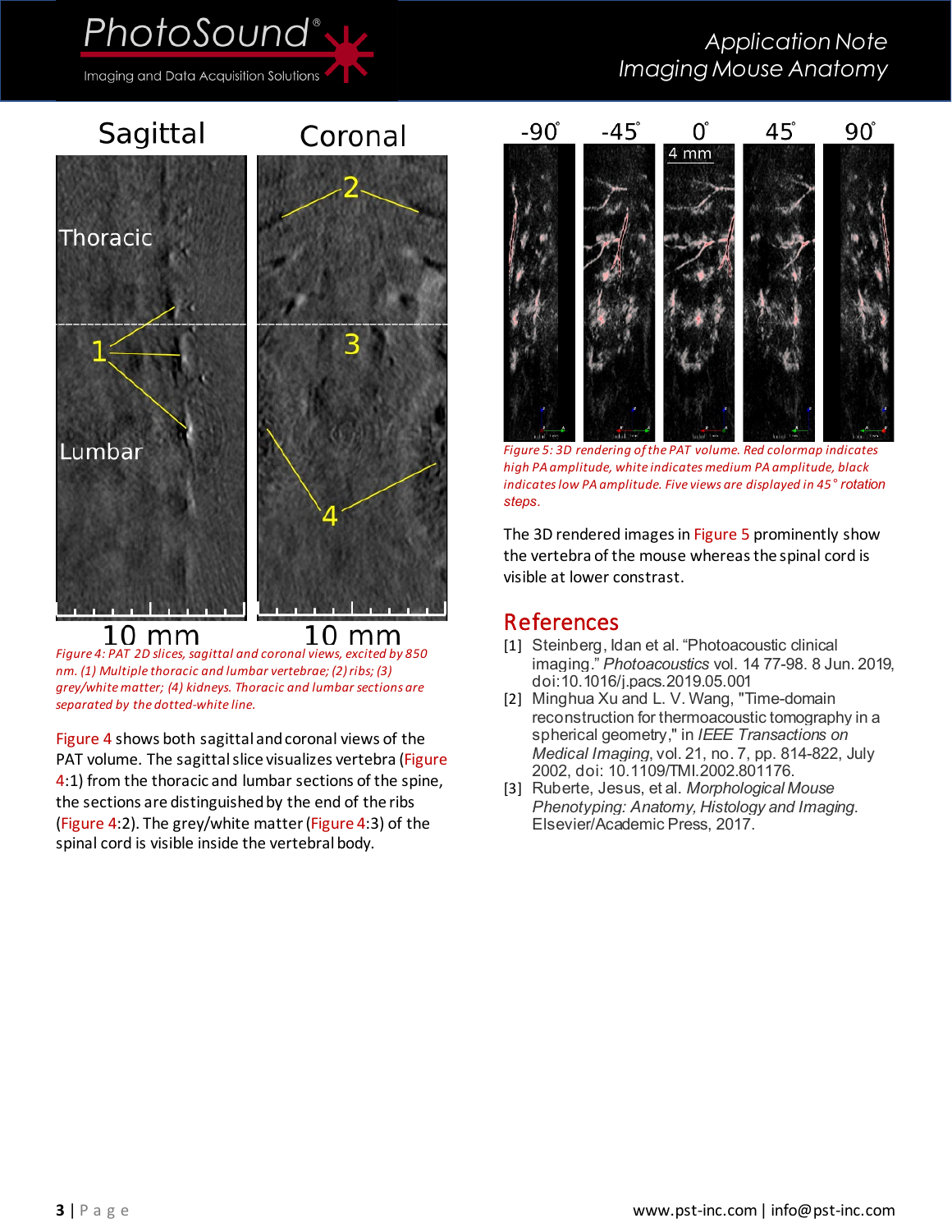Sagittal

Coronal

Thoracic

Lumbar

1

2

3

4

10 mm

10 mm

*Figure 4: PAT 2D slices, sagittal and coronal views, excited by 850 nm. (1) Multiple thoracic and lumbar vertebrae; (2) ribs; (3) grey/white matter; (4) kidneys. Thoracic and lumbar sections are separated by the dotted-white line.*

Figure 4 shows both sagittal and coronal views of the PAT volume. The sagittal slice visualizes vertebra (Figure 4:1) from the thoracic and lumbar sections of the spine, the sections are distinguished by the end of the ribs (Figure 4:2). The grey/white matter (Figure 4:3) of the spinal cord is visible inside the vertebral body.

-90°

-45°

0°

45°

90°

4 mm

*Figure 5: 3D rendering of the PAT volume. Red colormap indicates high PA amplitude, white indicates medium PA amplitude, black indicates low PA amplitude. Five views are displayed in 45° rotation steps.*

The 3D rendered images in Figure 5 prominently show the vertebra of the mouse whereas the spinal cord is visible at lower constrast.

## References

[1] Steinberg, Idan et al. "Photoacoustic clinical imaging." *Photoacoustics* vol. 14 77-98. 8 Jun. 2019, doi:10.1016/j.pacs.2019.05.001

[2] Minghua Xu and L. V. Wang, "Time-domain reconstruction for thermoacoustic tomography in a spherical geometry," in *IEEE Transactions on Medical Imaging*, vol. 21, no. 7, pp. 814-822, July 2002, doi: 10.1109/TMI.2002.801176.

[3] Ruberte, Jesus, et al. *Morphological Mouse Phenotyping: Anatomy, Histology and Imaging*. Elsevier/Academic Press, 2017.